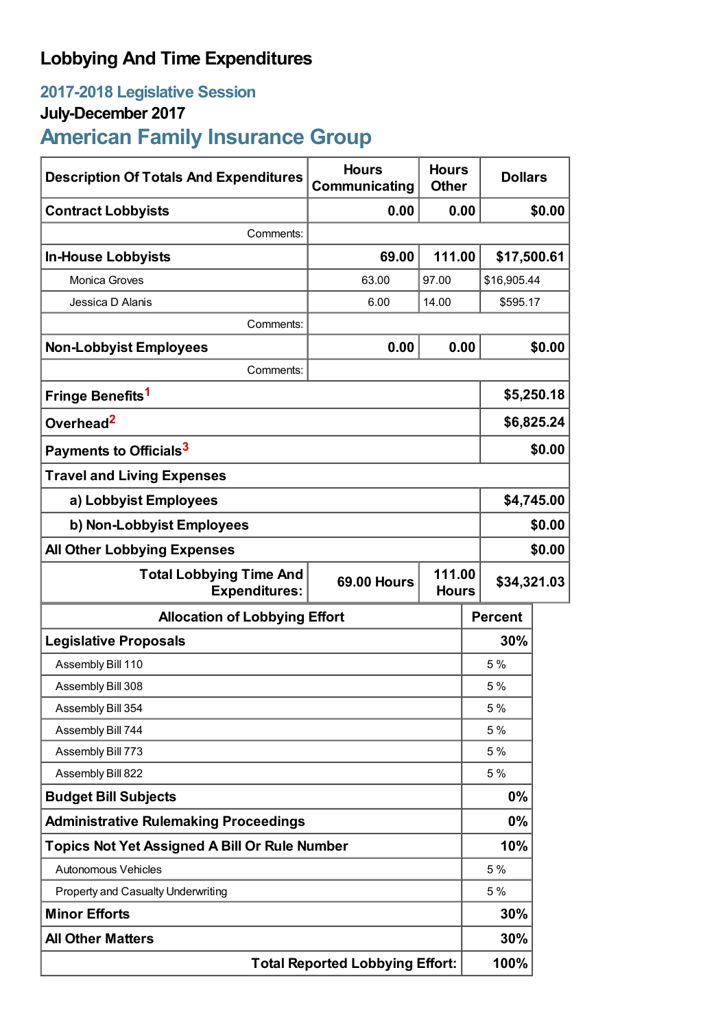# Lobbying And Time Expenditures

## 2017-2018 Legislative Session

### July-December 2017

## American Family Insurance Group

| Description Of Totals And Expenditures | Hours Communicating | Hours Other | Dollars |
|---|---|---|---|
| **Contract Lobbyists** | **0.00** | **0.00** | **$0.00** |
| Comments: | | | |
| **In-House Lobbyists** | **69.00** | **111.00** | **$17,500.61** |
| Monica Groves | 63.00 | 97.00 | $16,905.44 |
| Jessica D Alanis | 6.00 | 14.00 | $595.17 |
| Comments: | | | |
| **Non-Lobbyist Employees** | **0.00** | **0.00** | **$0.00** |
| Comments: | | | |
| **Fringe Benefits**[1] | | | **$5,250.18** |
| **Overhead**[2] | | | **$6,825.24** |
| **Payments to Officials**[3] | | | **$0.00** |
| **Travel and Living Expenses** | | | |
| **a) Lobbyist Employees** | | | **$4,745.00** |
| **b) Non-Lobbyist Employees** | | | **$0.00** |
| **All Other Lobbying Expenses** | | | **$0.00** |
| **Total Lobbying Time And Expenditures:** | **69.00 Hours** | **111.00 Hours** | **$34,321.03** |

| Allocation of Lobbying Effort | Percent |
|---|---|
| **Legislative Proposals** | **30%** |
| Assembly Bill 110 | 5 % |
| Assembly Bill 308 | 5 % |
| Assembly Bill 354 | 5 % |
| Assembly Bill 744 | 5 % |
| Assembly Bill 773 | 5 % |
| Assembly Bill 822 | 5 % |
| **Budget Bill Subjects** | **0%** |
| **Administrative Rulemaking Proceedings** | **0%** |
| **Topics Not Yet Assigned A Bill Or Rule Number** | **10%** |
| Autonomous Vehicles | 5 % |
| Property and Casualty Underwriting | 5 % |
| **Minor Efforts** | **30%** |
| **All Other Matters** | **30%** |
| **Total Reported Lobbying Effort:** | **100%** |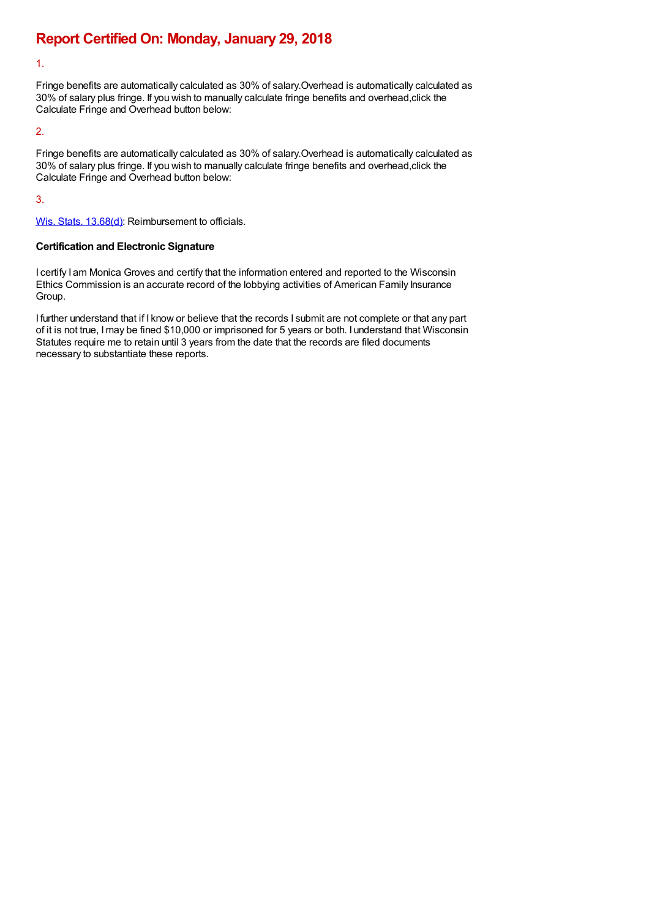## Report Certified On: Monday, January 29, 2018

1.

Fringe benefits are automatically calculated as 30% of salary.Overhead is automatically calculated as 30% of salary plus fringe. If you wish to manually calculate fringe benefits and overhead,click the Calculate Fringe and Overhead button below:

2.

Fringe benefits are automatically calculated as 30% of salary.Overhead is automatically calculated as 30% of salary plus fringe. If you wish to manually calculate fringe benefits and overhead,click the Calculate Fringe and Overhead button below:

3.

Wis. Stats. 13.68(d): Reimbursement to officials.

**Certification and Electronic Signature**

I certify I am Monica Groves and certify that the information entered and reported to the Wisconsin Ethics Commission is an accurate record of the lobbying activities of American Family Insurance Group.

I further understand that if I know or believe that the records I submit are not complete or that any part of it is not true, I may be fined $10,000 or imprisoned for 5 years or both. I understand that Wisconsin Statutes require me to retain until 3 years from the date that the records are filed documents necessary to substantiate these reports.